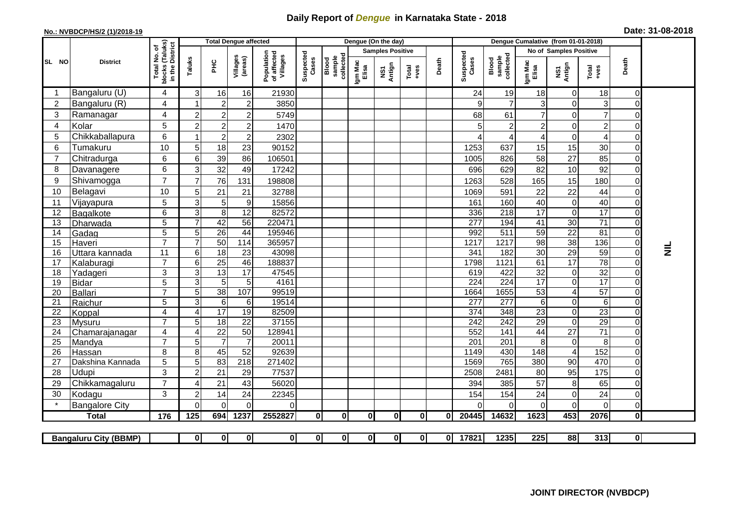# Daily Report of *Dengue* in Karnataka State - 2018

**No.: NVBDCP/HS/2 (1)/2018-19**

**Date: 31-08-2018**

| SL NO | District | Total No. of blocks (Taluks) in the District | Total Dengue affected | | | | Dengue (On the day) | | | | | | Dengue Cumalative (from 01-01-2018) | | | | | | |
|---|---|---|---|---|---|---|---|---|---|---|---|---|---|---|---|---|---|---|---|
| | | | Taluks | PHC | Villages (areas) | Population of affected Villages | Suspected Cases | Blood sample collected | Samples Positive | | | Death | Suspected Cases | Blood sample collected | No of Samples Positive | | | Death | |
| | | | | | | | | | Igm Mac Elisa | NS1 Antign | Total +ves | | | | Igm Mac Elisa | NS1 Antign | Total +ves | | |
| 1 | Bangaluru (U) | 4 | 3 | 16 | 16 | 21930 | | | | | | | 24 | 19 | 18 | 0 | 18 | 0 | NIL |
| 2 | Bangaluru (R) | 4 | 1 | 2 | 2 | 3850 | | | | | | | 9 | 7 | 3 | 0 | 3 | 0 | |
| 3 | Ramanagar | 4 | 2 | 2 | 2 | 5749 | | | | | | | 68 | 61 | 7 | 0 | 7 | 0 | |
| 4 | Kolar | 5 | 2 | 2 | 2 | 1470 | | | | | | | 5 | 2 | 2 | 0 | 2 | 0 | |
| 5 | Chikkaballapura | 6 | 1 | 2 | 2 | 2302 | | | | | | | 4 | 4 | 4 | 0 | 4 | 0 | |
| 6 | Tumakuru | 10 | 5 | 18 | 23 | 90152 | | | | | | | 1253 | 637 | 15 | 15 | 30 | 0 | |
| 7 | Chitradurga | 6 | 6 | 39 | 86 | 106501 | | | | | | | 1005 | 826 | 58 | 27 | 85 | 0 | |
| 8 | Davanagere | 6 | 3 | 32 | 49 | 17242 | | | | | | | 696 | 629 | 82 | 10 | 92 | 0 | |
| 9 | Shivamogga | 7 | 7 | 76 | 131 | 198808 | | | | | | | 1263 | 528 | 165 | 15 | 180 | 0 | |
| 10 | Belagavi | 10 | 5 | 21 | 21 | 32788 | | | | | | | 1069 | 591 | 22 | 22 | 44 | 0 | |
| 11 | Vijayapura | 5 | 3 | 5 | 9 | 15856 | | | | | | | 161 | 160 | 40 | 0 | 40 | 0 | |
| 12 | Bagalkote | 6 | 3 | 8 | 12 | 82572 | | | | | | | 336 | 218 | 17 | 0 | 17 | 0 | |
| 13 | Dharwada | 5 | 7 | 42 | 56 | 220471 | | | | | | | 277 | 194 | 41 | 30 | 71 | 0 | |
| 14 | Gadag | 5 | 5 | 26 | 44 | 195946 | | | | | | | 992 | 511 | 59 | 22 | 81 | 0 | |
| 15 | Haveri | 7 | 7 | 50 | 114 | 365957 | | | | | | | 1217 | 1217 | 98 | 38 | 136 | 0 | |
| 16 | Uttara kannada | 11 | 6 | 18 | 23 | 43098 | | | | | | | 341 | 182 | 30 | 29 | 59 | 0 | |
| 17 | Kalaburagi | 7 | 6 | 25 | 46 | 188837 | | | | | | | 1798 | 1121 | 61 | 17 | 78 | 0 | |
| 18 | Yadageri | 3 | 3 | 13 | 17 | 47545 | | | | | | | 619 | 422 | 32 | 0 | 32 | 0 | |
| 19 | Bidar | 5 | 3 | 5 | 5 | 4161 | | | | | | | 224 | 224 | 17 | 0 | 17 | 0 | |
| 20 | Ballari | 7 | 5 | 38 | 107 | 99519 | | | | | | | 1664 | 1655 | 53 | 4 | 57 | 0 | |
| 21 | Raichur | 5 | 3 | 6 | 6 | 19514 | | | | | | | 277 | 277 | 6 | 0 | 6 | 0 | |
| 22 | Koppal | 4 | 4 | 17 | 19 | 82509 | | | | | | | 374 | 348 | 23 | 0 | 23 | 0 | |
| 23 | Mysuru | 7 | 5 | 18 | 22 | 37155 | | | | | | | 242 | 242 | 29 | 0 | 29 | 0 | |
| 24 | Chamarajanagar | 4 | 4 | 22 | 50 | 128941 | | | | | | | 552 | 141 | 44 | 27 | 71 | 0 | |
| 25 | Mandya | 7 | 5 | 7 | 7 | 20011 | | | | | | | 201 | 201 | 8 | 0 | 8 | 0 | |
| 26 | Hassan | 8 | 8 | 45 | 52 | 92639 | | | | | | | 1149 | 430 | 148 | 4 | 152 | 0 | |
| 27 | Dakshina Kannada | 5 | 5 | 83 | 218 | 271402 | | | | | | | 1569 | 765 | 380 | 90 | 470 | 0 | |
| 28 | Udupi | 3 | 2 | 21 | 29 | 77537 | | | | | | | 2508 | 2481 | 80 | 95 | 175 | 0 | |
| 29 | Chikkamagaluru | 7 | 4 | 21 | 43 | 56020 | | | | | | | 394 | 385 | 57 | 8 | 65 | 0 | |
| 30 | Kodagu | 3 | 2 | 14 | 24 | 22345 | | | | | | | 154 | 154 | 24 | 0 | 24 | 0 | |
| * | Bangalore City | | 0 | 0 | 0 | 0 | | | | | | | 0 | 0 | 0 | 0 | 0 | 0 | |
| **Total** | | **176** | **125** | **694** | **1237** | **2552827** | **0** | **0** | **0** | **0** | **0** | **0** | **20445** | **14632** | **1623** | **453** | **2076** | **0** | |

| Bangaluru City (BBMP) | | 0 | 0 | 0 | 0 | 0 | 0 | 0 | 0 | 0 | 0 | 17821 | 1235 | 225 | 88 | 313 | 0 | |
|---|---|---|---|---|---|---|---|---|---|---|---|---|---|---|---|---|---|---|

**JOINT DIRECTOR (NVBDCP)**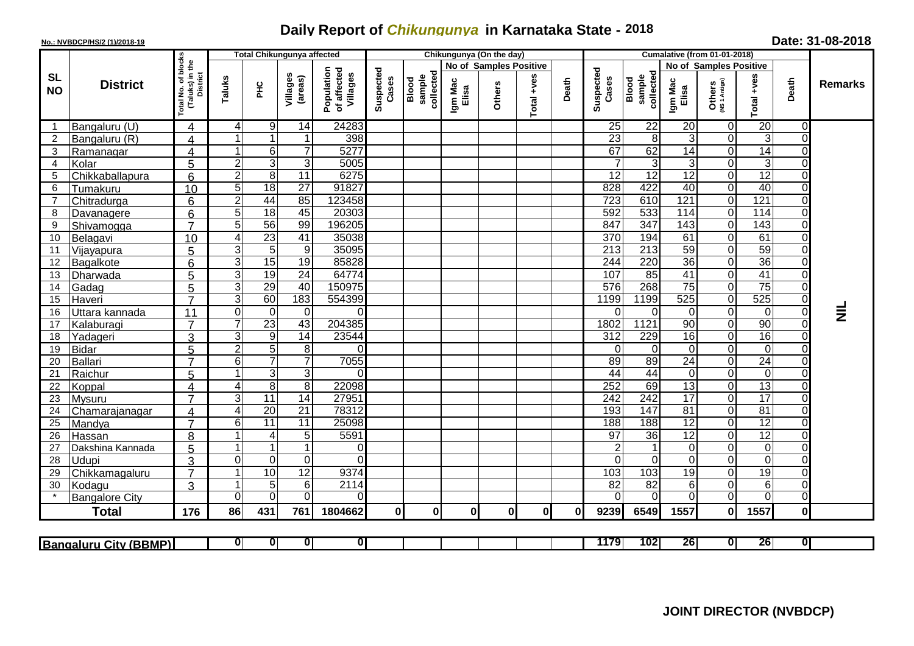# Daily Report of *Chikungunya* in Karnataka State - 2018

**No.: NVBDCP/HS/2 (1)/2018-19**

**Date: 31-08-2018**

| SL NO | District | Total No. of blocks (Taluks) in the District | Total Chikungunya affected | | | | Chikungunya (On the day) | | | | | | | Cumalative (from 01-01-2018) | | | | | | | Remarks |
|---|---|---|---|---|---|---|---|---|---|---|---|---|---|---|---|---|---|---|---|---|---|
| | | | | | | | | | No of Samples Positive | | | | | | | No of Samples Positive | | | | | |
| | | | Taluks | PHC | Villages (areas) | Population of affected Villages | Suspected Cases | Blood sample collected | Igm Mac Elisa | Others | Total +ves | Death | Suspected Cases | Blood sample collected | Igm Mac Elisa | Others (NS 1 Antign) | Total +ves | Death | |
| 1 | Bangaluru (U) | 4 | 4 | 9 | 14 | 24283 | | | | | | | 25 | 22 | 20 | 0 | 20 | 0 | NIL |
| 2 | Bangaluru (R) | 4 | 1 | 1 | 1 | 398 | | | | | | | 23 | 8 | 3 | 0 | 3 | 0 | |
| 3 | Ramanagar | 4 | 1 | 6 | 7 | 5277 | | | | | | | 67 | 62 | 14 | 0 | 14 | 0 | |
| 4 | Kolar | 5 | 2 | 3 | 3 | 5005 | | | | | | | 7 | 3 | 3 | 0 | 3 | 0 | |
| 5 | Chikkaballapura | 6 | 2 | 8 | 11 | 6275 | | | | | | | 12 | 12 | 12 | 0 | 12 | 0 | |
| 6 | Tumakuru | 10 | 5 | 18 | 27 | 91827 | | | | | | | 828 | 422 | 40 | 0 | 40 | 0 | |
| 7 | Chitradurga | 6 | 2 | 44 | 85 | 123458 | | | | | | | 723 | 610 | 121 | 0 | 121 | 0 | |
| 8 | Davanagere | 6 | 5 | 18 | 45 | 20303 | | | | | | | 592 | 533 | 114 | 0 | 114 | 0 | |
| 9 | Shivamogga | 7 | 5 | 56 | 99 | 196205 | | | | | | | 847 | 347 | 143 | 0 | 143 | 0 | |
| 10 | Belagavi | 10 | 4 | 23 | 41 | 35038 | | | | | | | 370 | 194 | 61 | 0 | 61 | 0 | |
| 11 | Vijayapura | 5 | 3 | 5 | 9 | 35095 | | | | | | | 213 | 213 | 59 | 0 | 59 | 0 | |
| 12 | Bagalkote | 6 | 3 | 15 | 19 | 85828 | | | | | | | 244 | 220 | 36 | 0 | 36 | 0 | |
| 13 | Dharwada | 5 | 3 | 19 | 24 | 64774 | | | | | | | 107 | 85 | 41 | 0 | 41 | 0 | |
| 14 | Gadag | 5 | 3 | 29 | 40 | 150975 | | | | | | | 576 | 268 | 75 | 0 | 75 | 0 | |
| 15 | Haveri | 7 | 3 | 60 | 183 | 554399 | | | | | | | 1199 | 1199 | 525 | 0 | 525 | 0 | |
| 16 | Uttara kannada | 11 | 0 | 0 | 0 | 0 | | | | | | | 0 | 0 | 0 | 0 | 0 | 0 | |
| 17 | Kalaburagi | 7 | 7 | 23 | 43 | 204385 | | | | | | | 1802 | 1121 | 90 | 0 | 90 | 0 | |
| 18 | Yadageri | 3 | 3 | 9 | 14 | 23544 | | | | | | | 312 | 229 | 16 | 0 | 16 | 0 | |
| 19 | Bidar | 5 | 2 | 5 | 8 | 0 | | | | | | | 0 | 0 | 0 | 0 | 0 | 0 | |
| 20 | Ballari | 7 | 6 | 7 | 7 | 7055 | | | | | | | 89 | 89 | 24 | 0 | 24 | 0 | |
| 21 | Raichur | 5 | 1 | 3 | 3 | 0 | | | | | | | 44 | 44 | 0 | 0 | 0 | 0 | |
| 22 | Koppal | 4 | 4 | 8 | 8 | 22098 | | | | | | | 252 | 69 | 13 | 0 | 13 | 0 | |
| 23 | Mysuru | 7 | 3 | 11 | 14 | 27951 | | | | | | | 242 | 242 | 17 | 0 | 17 | 0 | |
| 24 | Chamarajanagar | 4 | 4 | 20 | 21 | 78312 | | | | | | | 193 | 147 | 81 | 0 | 81 | 0 | |
| 25 | Mandya | 7 | 6 | 11 | 11 | 25098 | | | | | | | 188 | 188 | 12 | 0 | 12 | 0 | |
| 26 | Hassan | 8 | 1 | 4 | 5 | 5591 | | | | | | | 97 | 36 | 12 | 0 | 12 | 0 | |
| 27 | Dakshina Kannada | 5 | 1 | 1 | 1 | 0 | | | | | | | 2 | 1 | 0 | 0 | 0 | 0 | |
| 28 | Udupi | 3 | 0 | 0 | 0 | 0 | | | | | | | 0 | 0 | 0 | 0 | 0 | 0 | |
| 29 | Chikkamagaluru | 7 | 1 | 10 | 12 | 9374 | | | | | | | 103 | 103 | 19 | 0 | 19 | 0 | |
| 30 | Kodagu | 3 | 1 | 5 | 6 | 2114 | | | | | | | 82 | 82 | 6 | 0 | 6 | 0 | |
| * | Bangalore City | | 0 | 0 | 0 | 0 | | | | | | | 0 | 0 | 0 | 0 | 0 | 0 | |
| **Total** | | **176** | **86** | **431** | **761** | **1804662** | **0** | **0** | **0** | **0** | **0** | **0** | **9239** | **6549** | **1557** | **0** | **1557** | **0** | |

| Bangaluru City (BBMP) | | 0 | 0 | 0 | 0 | | | | | | | 1179 | 102 | 26 | 0 | 26 | 0 | |
|---|---|---|---|---|---|---|---|---|---|---|---|---|---|---|---|---|---|---|

**JOINT DIRECTOR (NVBDCP)**